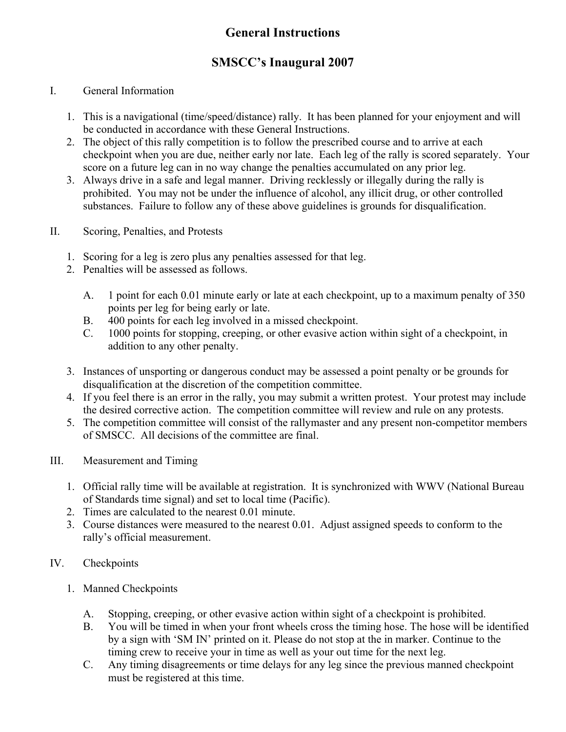# General Instructions

## SMSCC's Inaugural 2007

I. General Information

1. This is a navigational (time/speed/distance) rally. It has been planned for your enjoyment and will be conducted in accordance with these General Instructions.
2. The object of this rally competition is to follow the prescribed course and to arrive at each checkpoint when you are due, neither early nor late. Each leg of the rally is scored separately. Your score on a future leg can in no way change the penalties accumulated on any prior leg.
3. Always drive in a safe and legal manner. Driving recklessly or illegally during the rally is prohibited. You may not be under the influence of alcohol, any illicit drug, or other controlled substances. Failure to follow any of these above guidelines is grounds for disqualification.

II. Scoring, Penalties, and Protests

1. Scoring for a leg is zero plus any penalties assessed for that leg.
2. Penalties will be assessed as follows.

   A. 1 point for each 0.01 minute early or late at each checkpoint, up to a maximum penalty of 350 points per leg for being early or late.
   B. 400 points for each leg involved in a missed checkpoint.
   C. 1000 points for stopping, creeping, or other evasive action within sight of a checkpoint, in addition to any other penalty.

3. Instances of unsporting or dangerous conduct may be assessed a point penalty or be grounds for disqualification at the discretion of the competition committee.
4. If you feel there is an error in the rally, you may submit a written protest. Your protest may include the desired corrective action. The competition committee will review and rule on any protests.
5. The competition committee will consist of the rallymaster and any present non-competitor members of SMSCC. All decisions of the committee are final.

III. Measurement and Timing

1. Official rally time will be available at registration. It is synchronized with WWV (National Bureau of Standards time signal) and set to local time (Pacific).
2. Times are calculated to the nearest 0.01 minute.
3. Course distances were measured to the nearest 0.01. Adjust assigned speeds to conform to the rally's official measurement.

IV. Checkpoints

1. Manned Checkpoints

   A. Stopping, creeping, or other evasive action within sight of a checkpoint is prohibited.
   B. You will be timed in when your front wheels cross the timing hose. The hose will be identified by a sign with 'SM IN' printed on it. Please do not stop at the in marker. Continue to the timing crew to receive your in time as well as your out time for the next leg.
   C. Any timing disagreements or time delays for any leg since the previous manned checkpoint must be registered at this time.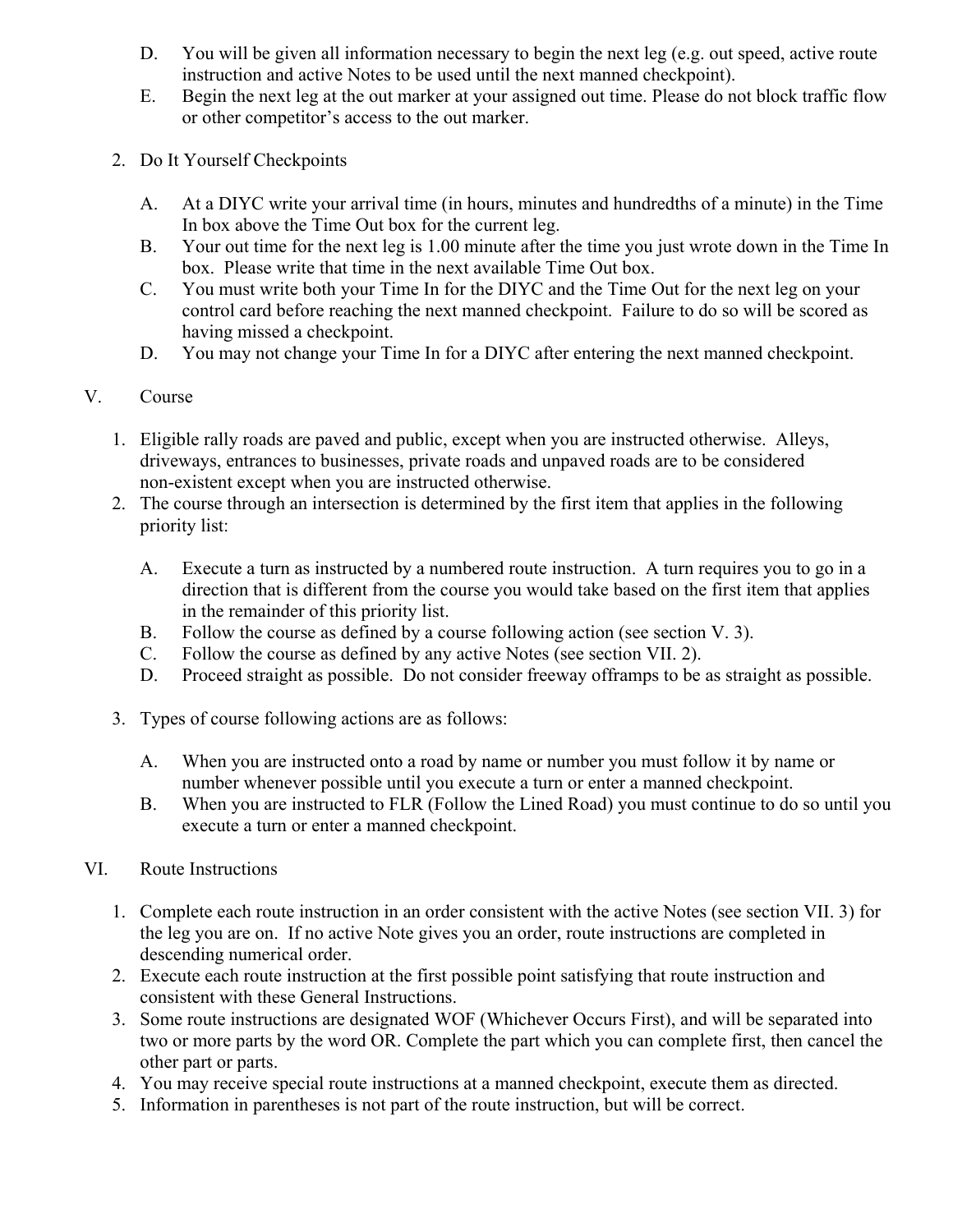D. You will be given all information necessary to begin the next leg (e.g. out speed, active route instruction and active Notes to be used until the next manned checkpoint).
   E. Begin the next leg at the out marker at your assigned out time. Please do not block traffic flow or other competitor's access to the out marker.

2. Do It Yourself Checkpoints

   A. At a DIYC write your arrival time (in hours, minutes and hundredths of a minute) in the Time In box above the Time Out box for the current leg.
   B. Your out time for the next leg is 1.00 minute after the time you just wrote down in the Time In box. Please write that time in the next available Time Out box.
   C. You must write both your Time In for the DIYC and the Time Out for the next leg on your control card before reaching the next manned checkpoint. Failure to do so will be scored as having missed a checkpoint.
   D. You may not change your Time In for a DIYC after entering the next manned checkpoint.

## V. Course

1. Eligible rally roads are paved and public, except when you are instructed otherwise. Alleys, driveways, entrances to businesses, private roads and unpaved roads are to be considered non-existent except when you are instructed otherwise.
2. The course through an intersection is determined by the first item that applies in the following priority list:

   A. Execute a turn as instructed by a numbered route instruction. A turn requires you to go in a direction that is different from the course you would take based on the first item that applies in the remainder of this priority list.
   B. Follow the course as defined by a course following action (see section V. 3).
   C. Follow the course as defined by any active Notes (see section VII. 2).
   D. Proceed straight as possible. Do not consider freeway offramps to be as straight as possible.

3. Types of course following actions are as follows:

   A. When you are instructed onto a road by name or number you must follow it by name or number whenever possible until you execute a turn or enter a manned checkpoint.
   B. When you are instructed to FLR (Follow the Lined Road) you must continue to do so until you execute a turn or enter a manned checkpoint.

## VI. Route Instructions

1. Complete each route instruction in an order consistent with the active Notes (see section VII. 3) for the leg you are on. If no active Note gives you an order, route instructions are completed in descending numerical order.
2. Execute each route instruction at the first possible point satisfying that route instruction and consistent with these General Instructions.
3. Some route instructions are designated WOF (Whichever Occurs First), and will be separated into two or more parts by the word OR. Complete the part which you can complete first, then cancel the other part or parts.
4. You may receive special route instructions at a manned checkpoint, execute them as directed.
5. Information in parentheses is not part of the route instruction, but will be correct.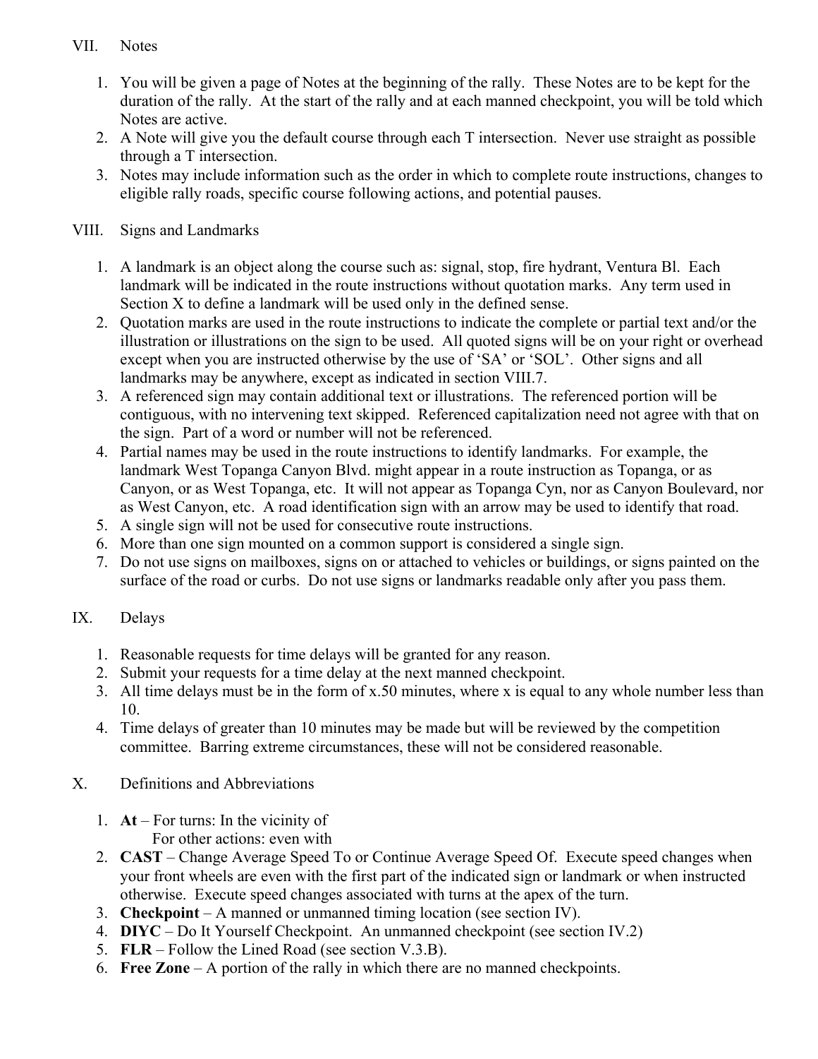## VII. Notes

1. You will be given a page of Notes at the beginning of the rally. These Notes are to be kept for the duration of the rally. At the start of the rally and at each manned checkpoint, you will be told which Notes are active.
2. A Note will give you the default course through each T intersection. Never use straight as possible through a T intersection.
3. Notes may include information such as the order in which to complete route instructions, changes to eligible rally roads, specific course following actions, and potential pauses.

## VIII. Signs and Landmarks

1. A landmark is an object along the course such as: signal, stop, fire hydrant, Ventura Bl. Each landmark will be indicated in the route instructions without quotation marks. Any term used in Section X to define a landmark will be used only in the defined sense.
2. Quotation marks are used in the route instructions to indicate the complete or partial text and/or the illustration or illustrations on the sign to be used. All quoted signs will be on your right or overhead except when you are instructed otherwise by the use of 'SA' or 'SOL'. Other signs and all landmarks may be anywhere, except as indicated in section VIII.7.
3. A referenced sign may contain additional text or illustrations. The referenced portion will be contiguous, with no intervening text skipped. Referenced capitalization need not agree with that on the sign. Part of a word or number will not be referenced.
4. Partial names may be used in the route instructions to identify landmarks. For example, the landmark West Topanga Canyon Blvd. might appear in a route instruction as Topanga, or as Canyon, or as West Topanga, etc. It will not appear as Topanga Cyn, nor as Canyon Boulevard, nor as West Canyon, etc. A road identification sign with an arrow may be used to identify that road.
5. A single sign will not be used for consecutive route instructions.
6. More than one sign mounted on a common support is considered a single sign.
7. Do not use signs on mailboxes, signs on or attached to vehicles or buildings, or signs painted on the surface of the road or curbs. Do not use signs or landmarks readable only after you pass them.

## IX. Delays

1. Reasonable requests for time delays will be granted for any reason.
2. Submit your requests for a time delay at the next manned checkpoint.
3. All time delays must be in the form of x.50 minutes, where x is equal to any whole number less than 10.
4. Time delays of greater than 10 minutes may be made but will be reviewed by the competition committee. Barring extreme circumstances, these will not be considered reasonable.

## X. Definitions and Abbreviations

1. **At** – For turns: In the vicinity of
   For other actions: even with
2. **CAST** – Change Average Speed To or Continue Average Speed Of. Execute speed changes when your front wheels are even with the first part of the indicated sign or landmark or when instructed otherwise. Execute speed changes associated with turns at the apex of the turn.
3. **Checkpoint** – A manned or unmanned timing location (see section IV).
4. **DIYC** – Do It Yourself Checkpoint. An unmanned checkpoint (see section IV.2)
5. **FLR** – Follow the Lined Road (see section V.3.B).
6. **Free Zone** – A portion of the rally in which there are no manned checkpoints.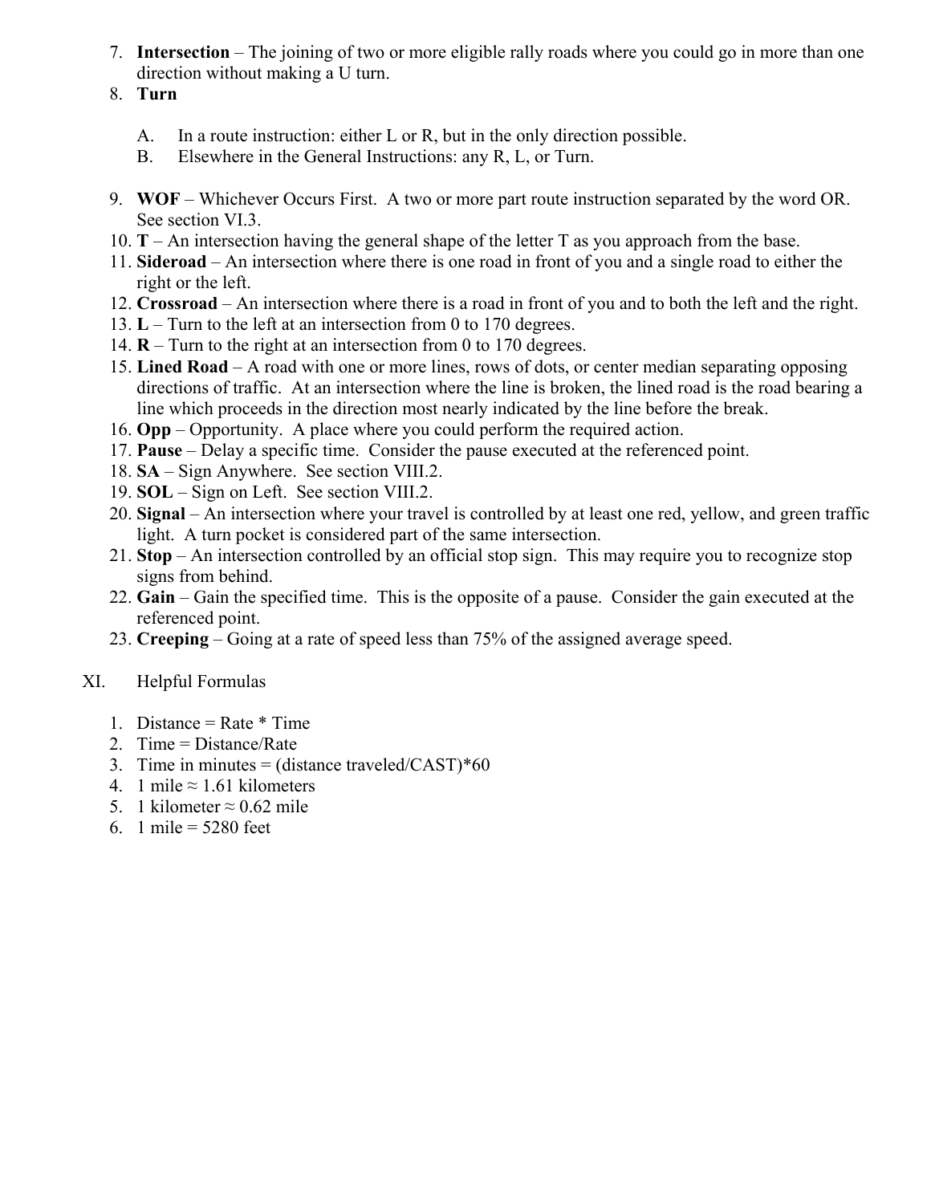7. **Intersection** – The joining of two or more eligible rally roads where you could go in more than one direction without making a U turn.
8. **Turn**

    A. In a route instruction: either L or R, but in the only direction possible.
    B. Elsewhere in the General Instructions: any R, L, or Turn.

9. **WOF** – Whichever Occurs First. A two or more part route instruction separated by the word OR. See section VI.3.
10. **T** – An intersection having the general shape of the letter T as you approach from the base.
11. **Sideroad** – An intersection where there is one road in front of you and a single road to either the right or the left.
12. **Crossroad** – An intersection where there is a road in front of you and to both the left and the right.
13. **L** – Turn to the left at an intersection from 0 to 170 degrees.
14. **R** – Turn to the right at an intersection from 0 to 170 degrees.
15. **Lined Road** – A road with one or more lines, rows of dots, or center median separating opposing directions of traffic. At an intersection where the line is broken, the lined road is the road bearing a line which proceeds in the direction most nearly indicated by the line before the break.
16. **Opp** – Opportunity. A place where you could perform the required action.
17. **Pause** – Delay a specific time. Consider the pause executed at the referenced point.
18. **SA** – Sign Anywhere. See section VIII.2.
19. **SOL** – Sign on Left. See section VIII.2.
20. **Signal** – An intersection where your travel is controlled by at least one red, yellow, and green traffic light. A turn pocket is considered part of the same intersection.
21. **Stop** – An intersection controlled by an official stop sign. This may require you to recognize stop signs from behind.
22. **Gain** – Gain the specified time. This is the opposite of a pause. Consider the gain executed at the referenced point.
23. **Creeping** – Going at a rate of speed less than 75% of the assigned average speed.

## XI. Helpful Formulas

1. Distance = Rate * Time
2. Time = Distance/Rate
3. Time in minutes = (distance traveled/CAST)*60
4. 1 mile ≈ 1.61 kilometers
5. 1 kilometer ≈ 0.62 mile
6. 1 mile = 5280 feet